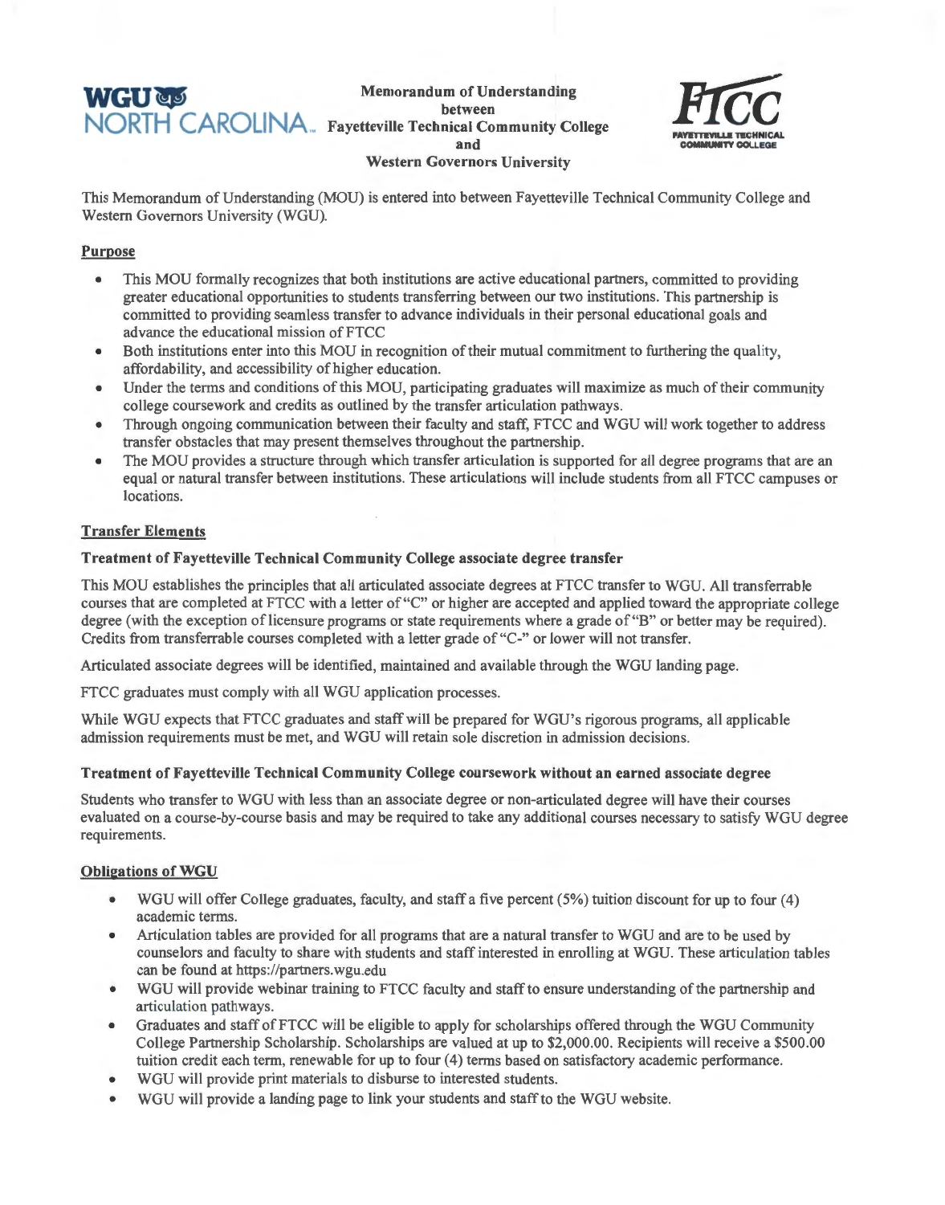WGU NORTH CAROLINA

**Memorandum of Understanding**
**between**
**Fayetteville Technical Community College**
**and**
**Western Governors University**

FTCC FAYETTEVILLE TECHNICAL COMMUNITY COLLEGE

This Memorandum of Understanding (MOU) is entered into between Fayetteville Technical Community College and Western Governors University (WGU).

## Purpose

- This MOU formally recognizes that both institutions are active educational partners, committed to providing greater educational opportunities to students transferring between our two institutions. This partnership is committed to providing seamless transfer to advance individuals in their personal educational goals and advance the educational mission of FTCC
- Both institutions enter into this MOU in recognition of their mutual commitment to furthering the quality, affordability, and accessibility of higher education.
- Under the terms and conditions of this MOU, participating graduates will maximize as much of their community college coursework and credits as outlined by the transfer articulation pathways.
- Through ongoing communication between their faculty and staff, FTCC and WGU will work together to address transfer obstacles that may present themselves throughout the partnership.
- The MOU provides a structure through which transfer articulation is supported for all degree programs that are an equal or natural transfer between institutions. These articulations will include students from all FTCC campuses or locations.

## Transfer Elements

### Treatment of Fayetteville Technical Community College associate degree transfer

This MOU establishes the principles that all articulated associate degrees at FTCC transfer to WGU. All transferrable courses that are completed at FTCC with a letter of "C" or higher are accepted and applied toward the appropriate college degree (with the exception of licensure programs or state requirements where a grade of "B" or better may be required). Credits from transferrable courses completed with a letter grade of "C-" or lower will not transfer.

Articulated associate degrees will be identified, maintained and available through the WGU landing page.

FTCC graduates must comply with all WGU application processes.

While WGU expects that FTCC graduates and staff will be prepared for WGU's rigorous programs, all applicable admission requirements must be met, and WGU will retain sole discretion in admission decisions.

### Treatment of Fayetteville Technical Community College coursework without an earned associate degree

Students who transfer to WGU with less than an associate degree or non-articulated degree will have their courses evaluated on a course-by-course basis and may be required to take any additional courses necessary to satisfy WGU degree requirements.

## Obligations of WGU

- WGU will offer College graduates, faculty, and staff a five percent (5%) tuition discount for up to four (4) academic terms.
- Articulation tables are provided for all programs that are a natural transfer to WGU and are to be used by counselors and faculty to share with students and staff interested in enrolling at WGU. These articulation tables can be found at https://partners.wgu.edu
- WGU will provide webinar training to FTCC faculty and staff to ensure understanding of the partnership and articulation pathways.
- Graduates and staff of FTCC will be eligible to apply for scholarships offered through the WGU Community College Partnership Scholarship. Scholarships are valued at up to $2,000.00. Recipients will receive a $500.00 tuition credit each term, renewable for up to four (4) terms based on satisfactory academic performance.
- WGU will provide print materials to disburse to interested students.
- WGU will provide a landing page to link your students and staff to the WGU website.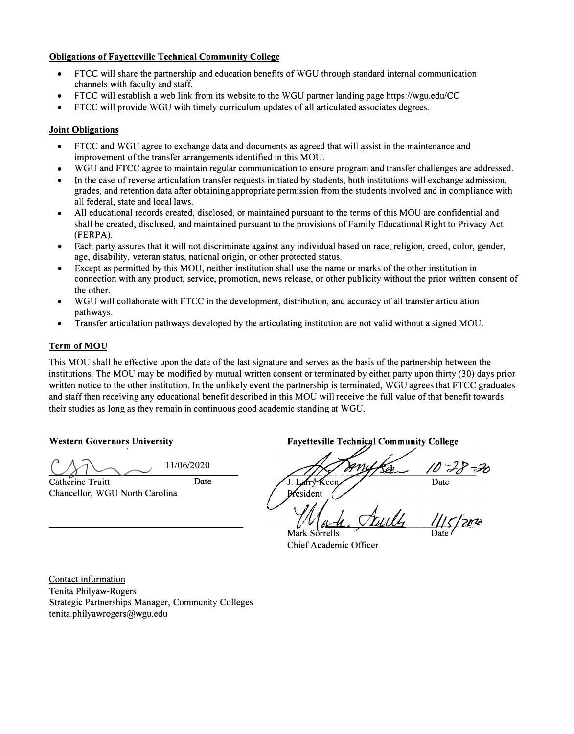**Obligations of Fayetteville Technical Community College**

- FTCC will share the partnership and education benefits of WGU through standard internal communication channels with faculty and staff.
- FTCC will establish a web link from its website to the WGU partner landing page https://wgu.edu/CC
- FTCC will provide WGU with timely curriculum updates of all articulated associates degrees.

**Joint Obligations**

- FTCC and WGU agree to exchange data and documents as agreed that will assist in the maintenance and improvement of the transfer arrangements identified in this MOU.
- WGU and FTCC agree to maintain regular communication to ensure program and transfer challenges are addressed.
- In the case of reverse articulation transfer requests initiated by students, both institutions will exchange admission, grades, and retention data after obtaining appropriate permission from the students involved and in compliance with all federal, state and local laws.
- All educational records created, disclosed, or maintained pursuant to the terms of this MOU are confidential and shall be created, disclosed, and maintained pursuant to the provisions of Family Educational Right to Privacy Act (FERPA).
- Each party assures that it will not discriminate against any individual based on race, religion, creed, color, gender, age, disability, veteran status, national origin, or other protected status.
- Except as permitted by this MOU, neither institution shall use the name or marks of the other institution in connection with any product, service, promotion, news release, or other publicity without the prior written consent of the other.
- WGU will collaborate with FTCC in the development, distribution, and accuracy of all transfer articulation pathways.
- Transfer articulation pathways developed by the articulating institution are not valid without a signed MOU.

**Term of MOU**

This MOU shall be effective upon the date of the last signature and serves as the basis of the partnership between the institutions. The MOU may be modified by mutual written consent or terminated by either party upon thirty (30) days prior written notice to the other institution. In the unlikely event the partnership is terminated, WGU agrees that FTCC graduates and staff then receiving any educational benefit described in this MOU will receive the full value of that benefit towards their studies as long as they remain in continuous good academic standing at WGU.

**Western Governors University**

11/06/2020

Catherine Truitt — Date
Chancellor, WGU North Carolina

**Fayetteville Technical Community College**

10-28-20

J. Larry Keen — Date
President

11/5/2020

Mark Sorrells — Date
Chief Academic Officer

Contact information
Tenita Philyaw-Rogers
Strategic Partnerships Manager, Community Colleges
tenita.philyawrogers@wgu.edu